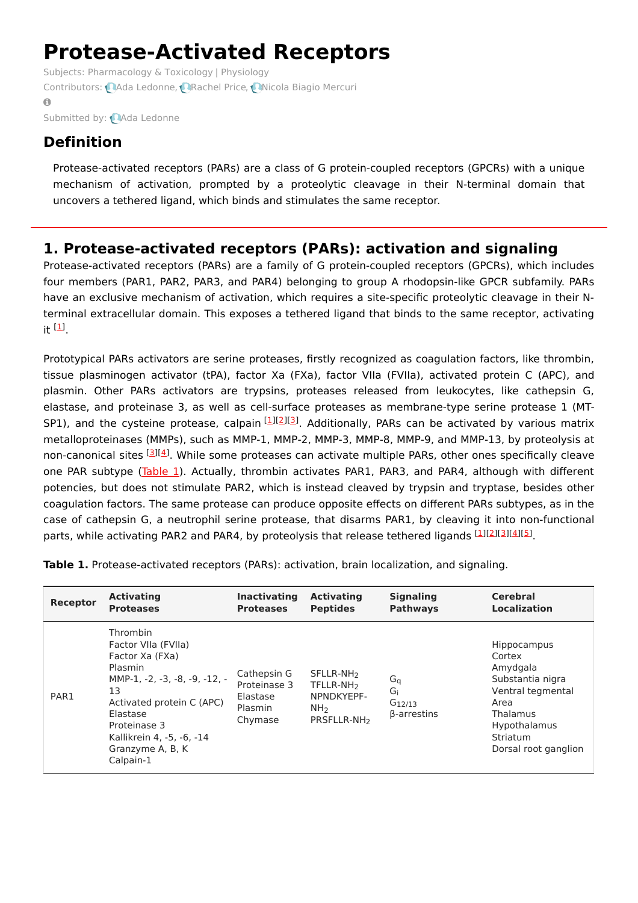# Protease-Activated Receptors

Subjects: Pharmacology & Toxicology | Physiology

Contributors: Ada Ledonne, Rachel Price, Nicola Biagio Mercuri

Submitted by: Ada Ledonne

## Definition

Protease-activated receptors (PARs) are a class of G protein-coupled receptors (GPCRs) with a unique mechanism of activation, prompted by a proteolytic cleavage in their N-terminal domain that uncovers a tethered ligand, which binds and stimulates the same receptor.

## 1. Protease-activated receptors (PARs): activation and signaling

Protease-activated receptors (PARs) are a family of G protein-coupled receptors (GPCRs), which includes four members (PAR1, PAR2, PAR3, and PAR4) belonging to group A rhodopsin-like GPCR subfamily. PARs have an exclusive mechanism of activation, which requires a site-specific proteolytic cleavage in their N-terminal extracellular domain. This exposes a tethered ligand that binds to the same receptor, activating it [1].

Prototypical PARs activators are serine proteases, firstly recognized as coagulation factors, like thrombin, tissue plasminogen activator (tPA), factor Xa (FXa), factor VIIa (FVIIa), activated protein C (APC), and plasmin. Other PARs activators are trypsins, proteases released from leukocytes, like cathepsin G, elastase, and proteinase 3, as well as cell-surface proteases as membrane-type serine protease 1 (MT-SP1), and the cysteine protease, calpain [1][2][3]. Additionally, PARs can be activated by various matrix metalloproteinases (MMPs), such as MMP-1, MMP-2, MMP-3, MMP-8, MMP-9, and MMP-13, by proteolysis at non-canonical sites [3][4]. While some proteases can activate multiple PARs, other ones specifically cleave one PAR subtype (Table 1). Actually, thrombin activates PAR1, PAR3, and PAR4, although with different potencies, but does not stimulate PAR2, which is instead cleaved by trypsin and tryptase, besides other coagulation factors. The same protease can produce opposite effects on different PARs subtypes, as in the case of cathepsin G, a neutrophil serine protease, that disarms PAR1, by cleaving it into non-functional parts, while activating PAR2 and PAR4, by proteolysis that release tethered ligands [1][2][3][4][5].

**Table 1.** Protease-activated receptors (PARs): activation, brain localization, and signaling.

| Receptor | Activating Proteases | Inactivating Proteases | Activating Peptides | Signaling Pathways | Cerebral Localization |
|---|---|---|---|---|---|
| PAR1 | Thrombin<br>Factor VIIa (FVIIa)<br>Factor Xa (FXa)<br>Plasmin<br>MMP-1, -2, -3, -8, -9, -12, -13<br>Activated protein C (APC)<br>Elastase<br>Proteinase 3<br>Kallikrein 4, -5, -6, -14<br>Granzyme A, B, K<br>Calpain-1 | Cathepsin G<br>Proteinase 3<br>Elastase<br>Plasmin<br>Chymase | SFLLR-$NH_2$<br>TFLLR-$NH_2$<br>NPNDKYEPF-$NH_2$<br>PRSFLLR-$NH_2$ | $G_q$<br>$G_i$<br>$G_{12/13}$<br>β-arrestins | Hippocampus<br>Cortex<br>Amygdala<br>Substantia nigra<br>Ventral tegmental Area<br>Thalamus<br>Hypothalamus<br>Striatum<br>Dorsal root ganglion |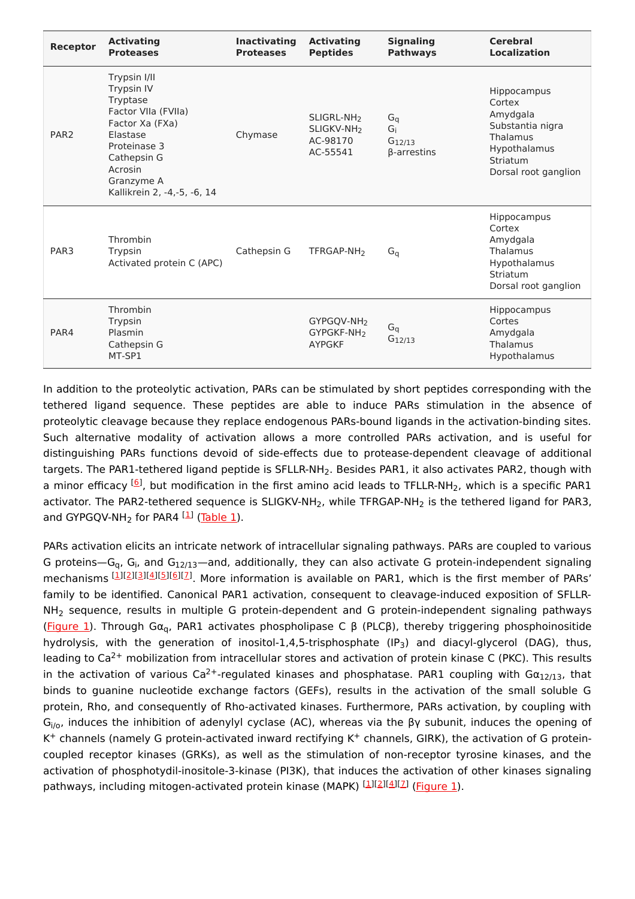| Receptor | Activating Proteases | Inactivating Proteases | Activating Peptides | Signaling Pathways | Cerebral Localization |
| --- | --- | --- | --- | --- | --- |
| PAR2 | Trypsin I/II<br>Trypsin IV<br>Tryptase<br>Factor VIIa (FVIIa)<br>Factor Xa (FXa)<br>Elastase<br>Proteinase 3<br>Cathepsin G<br>Acrosin<br>Granzyme A<br>Kallikrein 2, -4,-5, -6, 14 | Chymase | SLIGRL-$NH_2$<br>SLIGKV-$NH_2$<br>AC-98170<br>AC-55541 | $G_q$<br>$G_i$<br>$G_{12/13}$<br>β-arrestins | Hippocampus<br>Cortex<br>Amygdala<br>Substantia nigra<br>Thalamus<br>Hypothalamus<br>Striatum<br>Dorsal root ganglion |
| PAR3 | Thrombin<br>Trypsin<br>Activated protein C (APC) | Cathepsin G | TFRGAP-$NH_2$ | $G_q$ | Hippocampus<br>Cortex<br>Amygdala<br>Thalamus<br>Hypothalamus<br>Striatum<br>Dorsal root ganglion |
| PAR4 | Thrombin<br>Trypsin<br>Plasmin<br>Cathepsin G<br>MT-SP1 | | GYPGQV-$NH_2$<br>GYPGKF-$NH_2$<br>AYPGKF | $G_q$<br>$G_{12/13}$ | Hippocampus<br>Cortes<br>Amygdala<br>Thalamus<br>Hypothalamus |

In addition to the proteolytic activation, PARs can be stimulated by short peptides corresponding with the tethered ligand sequence. These peptides are able to induce PARs stimulation in the absence of proteolytic cleavage because they replace endogenous PARs-bound ligands in the activation-binding sites. Such alternative modality of activation allows a more controlled PARs activation, and is useful for distinguishing PARs functions devoid of side-effects due to protease-dependent cleavage of additional targets. The PAR1-tethered ligand peptide is SFLLR-$NH_2$. Besides PAR1, it also activates PAR2, though with a minor efficacy [6], but modification in the first amino acid leads to TFLLR-$NH_2$, which is a specific PAR1 activator. The PAR2-tethered sequence is SLIGKV-$NH_2$, while TFRGAP-$NH_2$ is the tethered ligand for PAR3, and GYPGQV-$NH_2$ for PAR4 [1] (Table 1).

PARs activation elicits an intricate network of intracellular signaling pathways. PARs are coupled to various G proteins—$G_q$, $G_i$, and $G_{12/13}$—and, additionally, they can also activate G protein-independent signaling mechanisms [1][2][3][4][5][6][7]. More information is available on PAR1, which is the first member of PARs' family to be identified. Canonical PAR1 activation, consequent to cleavage-induced exposition of SFLLR-$NH_2$ sequence, results in multiple G protein-dependent and G protein-independent signaling pathways (Figure 1). Through $G\alpha_q$, PAR1 activates phospholipase C β (PLCβ), thereby triggering phosphoinositide hydrolysis, with the generation of inositol-1,4,5-trisphosphate ($IP_3$) and diacyl-glycerol (DAG), thus, leading to $Ca^{2+}$ mobilization from intracellular stores and activation of protein kinase C (PKC). This results in the activation of various $Ca^{2+}$-regulated kinases and phosphatase. PAR1 coupling with $G\alpha_{12/13}$, that binds to guanine nucleotide exchange factors (GEFs), results in the activation of the small soluble G protein, Rho, and consequently of Rho-activated kinases. Furthermore, PARs activation, by coupling with $G_{i/o}$, induces the inhibition of adenylyl cyclase (AC), whereas via the βγ subunit, induces the opening of $K^+$ channels (namely G protein-activated inward rectifying $K^+$ channels, GIRK), the activation of G protein-coupled receptor kinases (GRKs), as well as the stimulation of non-receptor tyrosine kinases, and the activation of phosphotydil-inositole-3-kinase (PI3K), that induces the activation of other kinases signaling pathways, including mitogen-activated protein kinase (MAPK) [1][2][4][7] (Figure 1).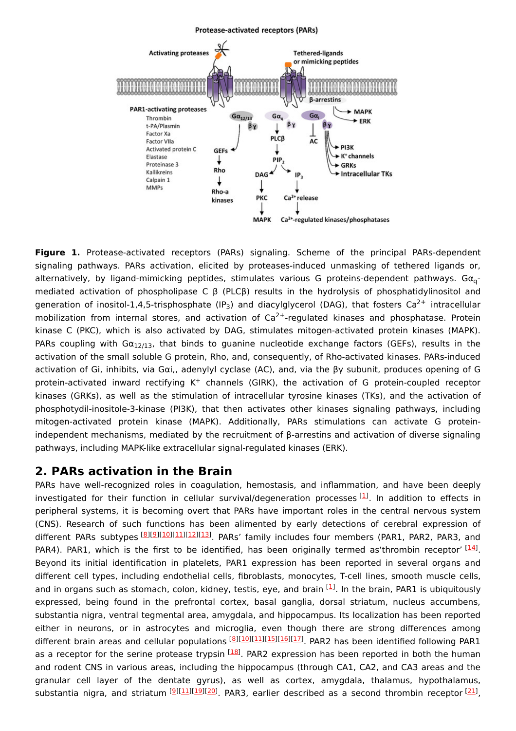**Figure 1.** Protease-activated receptors (PARs) signaling. Scheme of the principal PARs-dependent signaling pathways. PARs activation, elicited by proteases-induced unmasking of tethered ligands or, alternatively, by ligand-mimicking peptides, stimulates various G proteins-dependent pathways. $G\alpha_q$-mediated activation of phospholipase C β (PLCβ) results in the hydrolysis of phosphatidylinositol and generation of inositol-1,4,5-trisphosphate ($IP_3$) and diacylglycerol (DAG), that fosters $Ca^{2+}$ intracellular mobilization from internal stores, and activation of $Ca^{2+}$-regulated kinases and phosphatase. Protein kinase C (PKC), which is also activated by DAG, stimulates mitogen-activated protein kinases (MAPK). PARs coupling with $G\alpha_{12/13}$, that binds to guanine nucleotide exchange factors (GEFs), results in the activation of the small soluble G protein, Rho, and, consequently, of Rho-activated kinases. PARs-induced activation of Gi, inhibits, via Gαi,, adenylyl cyclase (AC), and, via the βγ subunit, produces opening of G protein-activated inward rectifying $K^+$ channels (GIRK), the activation of G protein-coupled receptor kinases (GRKs), as well as the stimulation of intracellular tyrosine kinases (TKs), and the activation of phosphotydil-inositole-3-kinase (PI3K), that then activates other kinases signaling pathways, including mitogen-activated protein kinase (MAPK). Additionally, PARs stimulations can activate G protein-independent mechanisms, mediated by the recruitment of β-arrestins and activation of diverse signaling pathways, including MAPK-like extracellular signal-regulated kinases (ERK).

## 2. PARs activation in the Brain

PARs have well-recognized roles in coagulation, hemostasis, and inflammation, and have been deeply investigated for their function in cellular survival/degeneration processes [1]. In addition to effects in peripheral systems, it is becoming overt that PARs have important roles in the central nervous system (CNS). Research of such functions has been alimented by early detections of cerebral expression of different PARs subtypes [8][9][10][11][12][13]. PARs' family includes four members (PAR1, PAR2, PAR3, and PAR4). PAR1, which is the first to be identified, has been originally termed as'thrombin receptor' [14]. Beyond its initial identification in platelets, PAR1 expression has been reported in several organs and different cell types, including endothelial cells, fibroblasts, monocytes, T-cell lines, smooth muscle cells, and in organs such as stomach, colon, kidney, testis, eye, and brain [1]. In the brain, PAR1 is ubiquitously expressed, being found in the prefrontal cortex, basal ganglia, dorsal striatum, nucleus accumbens, substantia nigra, ventral tegmental area, amygdala, and hippocampus. Its localization has been reported either in neurons, or in astrocytes and microglia, even though there are strong differences among different brain areas and cellular populations [8][10][11][15][16][17]. PAR2 has been identified following PAR1 as a receptor for the serine protease trypsin [18]. PAR2 expression has been reported in both the human and rodent CNS in various areas, including the hippocampus (through CA1, CA2, and CA3 areas and the granular cell layer of the dentate gyrus), as well as cortex, amygdala, thalamus, hypothalamus, substantia nigra, and striatum [9][11][19][20]. PAR3, earlier described as a second thrombin receptor [21],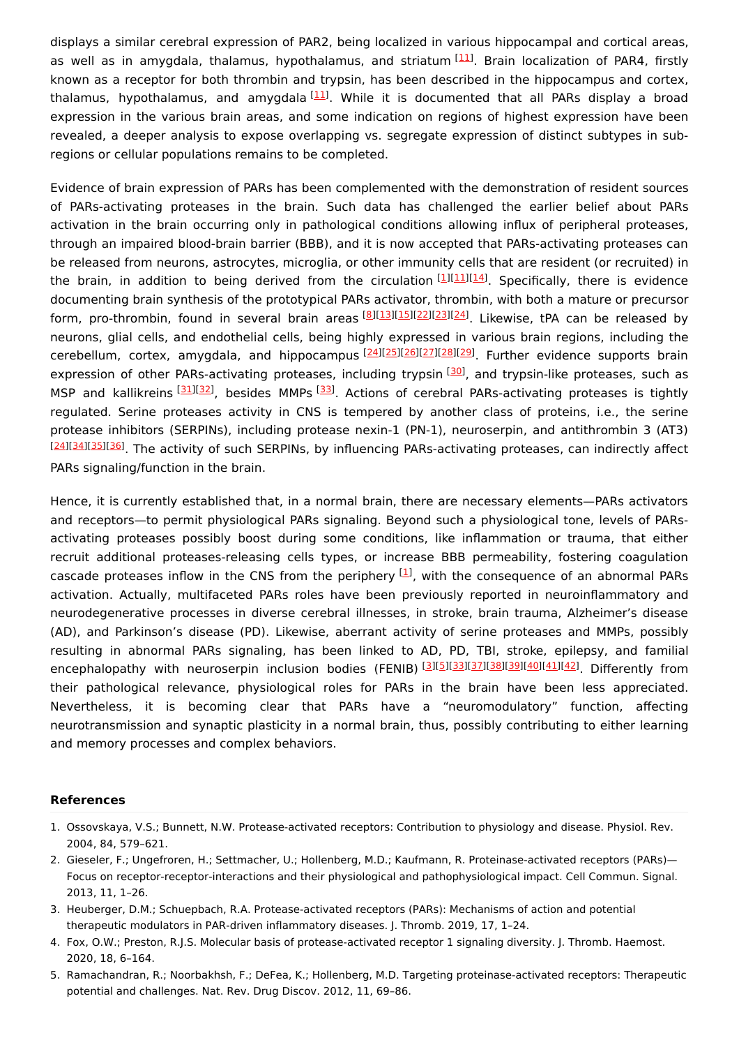displays a similar cerebral expression of PAR2, being localized in various hippocampal and cortical areas, as well as in amygdala, thalamus, hypothalamus, and striatum [11]. Brain localization of PAR4, firstly known as a receptor for both thrombin and trypsin, has been described in the hippocampus and cortex, thalamus, hypothalamus, and amygdala [11]. While it is documented that all PARs display a broad expression in the various brain areas, and some indication on regions of highest expression have been revealed, a deeper analysis to expose overlapping vs. segregate expression of distinct subtypes in sub-regions or cellular populations remains to be completed.

Evidence of brain expression of PARs has been complemented with the demonstration of resident sources of PARs-activating proteases in the brain. Such data has challenged the earlier belief about PARs activation in the brain occurring only in pathological conditions allowing influx of peripheral proteases, through an impaired blood-brain barrier (BBB), and it is now accepted that PARs-activating proteases can be released from neurons, astrocytes, microglia, or other immunity cells that are resident (or recruited) in the brain, in addition to being derived from the circulation [1][11][14]. Specifically, there is evidence documenting brain synthesis of the prototypical PARs activator, thrombin, with both a mature or precursor form, pro-thrombin, found in several brain areas [8][13][15][22][23][24]. Likewise, tPA can be released by neurons, glial cells, and endothelial cells, being highly expressed in various brain regions, including the cerebellum, cortex, amygdala, and hippocampus [24][25][26][27][28][29]. Further evidence supports brain expression of other PARs-activating proteases, including trypsin [30], and trypsin-like proteases, such as MSP and kallikreins [31][32], besides MMPs [33]. Actions of cerebral PARs-activating proteases is tightly regulated. Serine proteases activity in CNS is tempered by another class of proteins, i.e., the serine protease inhibitors (SERPINs), including protease nexin-1 (PN-1), neuroserpin, and antithrombin 3 (AT3) [24][34][35][36]. The activity of such SERPINs, by influencing PARs-activating proteases, can indirectly affect PARs signaling/function in the brain.

Hence, it is currently established that, in a normal brain, there are necessary elements—PARs activators and receptors—to permit physiological PARs signaling. Beyond such a physiological tone, levels of PARs-activating proteases possibly boost during some conditions, like inflammation or trauma, that either recruit additional proteases-releasing cells types, or increase BBB permeability, fostering coagulation cascade proteases inflow in the CNS from the periphery [1], with the consequence of an abnormal PARs activation. Actually, multifaceted PARs roles have been previously reported in neuroinflammatory and neurodegenerative processes in diverse cerebral illnesses, in stroke, brain trauma, Alzheimer's disease (AD), and Parkinson's disease (PD). Likewise, aberrant activity of serine proteases and MMPs, possibly resulting in abnormal PARs signaling, has been linked to AD, PD, TBI, stroke, epilepsy, and familial encephalopathy with neuroserpin inclusion bodies (FENIB) [3][5][33][37][38][39][40][41][42]. Differently from their pathological relevance, physiological roles for PARs in the brain have been less appreciated. Nevertheless, it is becoming clear that PARs have a "neuromodulatory" function, affecting neurotransmission and synaptic plasticity in a normal brain, thus, possibly contributing to either learning and memory processes and complex behaviors.

## References

1. Ossovskaya, V.S.; Bunnett, N.W. Protease-activated receptors: Contribution to physiology and disease. Physiol. Rev. 2004, 84, 579–621.
2. Gieseler, F.; Ungefroren, H.; Settmacher, U.; Hollenberg, M.D.; Kaufmann, R. Proteinase-activated receptors (PARs)—Focus on receptor-receptor-interactions and their physiological and pathophysiological impact. Cell Commun. Signal. 2013, 11, 1–26.
3. Heuberger, D.M.; Schuepbach, R.A. Protease-activated receptors (PARs): Mechanisms of action and potential therapeutic modulators in PAR-driven inflammatory diseases. J. Thromb. 2019, 17, 1–24.
4. Fox, O.W.; Preston, R.J.S. Molecular basis of protease-activated receptor 1 signaling diversity. J. Thromb. Haemost. 2020, 18, 6–164.
5. Ramachandran, R.; Noorbakhsh, F.; DeFea, K.; Hollenberg, M.D. Targeting proteinase-activated receptors: Therapeutic potential and challenges. Nat. Rev. Drug Discov. 2012, 11, 69–86.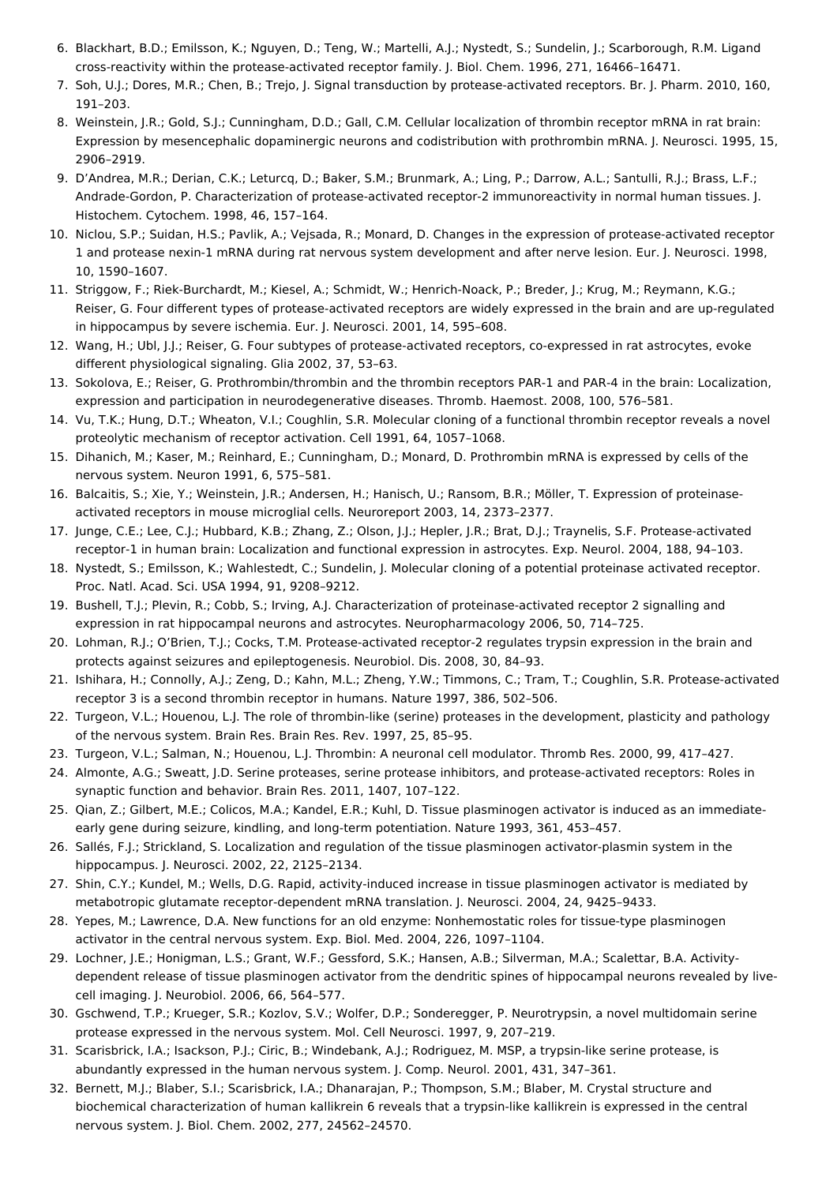6. Blackhart, B.D.; Emilsson, K.; Nguyen, D.; Teng, W.; Martelli, A.J.; Nystedt, S.; Sundelin, J.; Scarborough, R.M. Ligand cross-reactivity within the protease-activated receptor family. J. Biol. Chem. 1996, 271, 16466–16471.
7. Soh, U.J.; Dores, M.R.; Chen, B.; Trejo, J. Signal transduction by protease-activated receptors. Br. J. Pharm. 2010, 160, 191–203.
8. Weinstein, J.R.; Gold, S.J.; Cunningham, D.D.; Gall, C.M. Cellular localization of thrombin receptor mRNA in rat brain: Expression by mesencephalic dopaminergic neurons and codistribution with prothrombin mRNA. J. Neurosci. 1995, 15, 2906–2919.
9. D'Andrea, M.R.; Derian, C.K.; Leturcq, D.; Baker, S.M.; Brunmark, A.; Ling, P.; Darrow, A.L.; Santulli, R.J.; Brass, L.F.; Andrade-Gordon, P. Characterization of protease-activated receptor-2 immunoreactivity in normal human tissues. J. Histochem. Cytochem. 1998, 46, 157–164.
10. Niclou, S.P.; Suidan, H.S.; Pavlik, A.; Vejsada, R.; Monard, D. Changes in the expression of protease-activated receptor 1 and protease nexin-1 mRNA during rat nervous system development and after nerve lesion. Eur. J. Neurosci. 1998, 10, 1590–1607.
11. Striggow, F.; Riek-Burchardt, M.; Kiesel, A.; Schmidt, W.; Henrich-Noack, P.; Breder, J.; Krug, M.; Reymann, K.G.; Reiser, G. Four different types of protease-activated receptors are widely expressed in the brain and are up-regulated in hippocampus by severe ischemia. Eur. J. Neurosci. 2001, 14, 595–608.
12. Wang, H.; Ubl, J.J.; Reiser, G. Four subtypes of protease-activated receptors, co-expressed in rat astrocytes, evoke different physiological signaling. Glia 2002, 37, 53–63.
13. Sokolova, E.; Reiser, G. Prothrombin/thrombin and the thrombin receptors PAR-1 and PAR-4 in the brain: Localization, expression and participation in neurodegenerative diseases. Thromb. Haemost. 2008, 100, 576–581.
14. Vu, T.K.; Hung, D.T.; Wheaton, V.I.; Coughlin, S.R. Molecular cloning of a functional thrombin receptor reveals a novel proteolytic mechanism of receptor activation. Cell 1991, 64, 1057–1068.
15. Dihanich, M.; Kaser, M.; Reinhard, E.; Cunningham, D.; Monard, D. Prothrombin mRNA is expressed by cells of the nervous system. Neuron 1991, 6, 575–581.
16. Balcaitis, S.; Xie, Y.; Weinstein, J.R.; Andersen, H.; Hanisch, U.; Ransom, B.R.; Möller, T. Expression of proteinase-activated receptors in mouse microglial cells. Neuroreport 2003, 14, 2373–2377.
17. Junge, C.E.; Lee, C.J.; Hubbard, K.B.; Zhang, Z.; Olson, J.J.; Hepler, J.R.; Brat, D.J.; Traynelis, S.F. Protease-activated receptor-1 in human brain: Localization and functional expression in astrocytes. Exp. Neurol. 2004, 188, 94–103.
18. Nystedt, S.; Emilsson, K.; Wahlestedt, C.; Sundelin, J. Molecular cloning of a potential proteinase activated receptor. Proc. Natl. Acad. Sci. USA 1994, 91, 9208–9212.
19. Bushell, T.J.; Plevin, R.; Cobb, S.; Irving, A.J. Characterization of proteinase-activated receptor 2 signalling and expression in rat hippocampal neurons and astrocytes. Neuropharmacology 2006, 50, 714–725.
20. Lohman, R.J.; O'Brien, T.J.; Cocks, T.M. Protease-activated receptor-2 regulates trypsin expression in the brain and protects against seizures and epileptogenesis. Neurobiol. Dis. 2008, 30, 84–93.
21. Ishihara, H.; Connolly, A.J.; Zeng, D.; Kahn, M.L.; Zheng, Y.W.; Timmons, C.; Tram, T.; Coughlin, S.R. Protease-activated receptor 3 is a second thrombin receptor in humans. Nature 1997, 386, 502–506.
22. Turgeon, V.L.; Houenou, L.J. The role of thrombin-like (serine) proteases in the development, plasticity and pathology of the nervous system. Brain Res. Brain Res. Rev. 1997, 25, 85–95.
23. Turgeon, V.L.; Salman, N.; Houenou, L.J. Thrombin: A neuronal cell modulator. Thromb Res. 2000, 99, 417–427.
24. Almonte, A.G.; Sweatt, J.D. Serine proteases, serine protease inhibitors, and protease-activated receptors: Roles in synaptic function and behavior. Brain Res. 2011, 1407, 107–122.
25. Qian, Z.; Gilbert, M.E.; Colicos, M.A.; Kandel, E.R.; Kuhl, D. Tissue plasminogen activator is induced as an immediate-early gene during seizure, kindling, and long-term potentiation. Nature 1993, 361, 453–457.
26. Sallés, F.J.; Strickland, S. Localization and regulation of the tissue plasminogen activator-plasmin system in the hippocampus. J. Neurosci. 2002, 22, 2125–2134.
27. Shin, C.Y.; Kundel, M.; Wells, D.G. Rapid, activity-induced increase in tissue plasminogen activator is mediated by metabotropic glutamate receptor-dependent mRNA translation. J. Neurosci. 2004, 24, 9425–9433.
28. Yepes, M.; Lawrence, D.A. New functions for an old enzyme: Nonhemostatic roles for tissue-type plasminogen activator in the central nervous system. Exp. Biol. Med. 2004, 226, 1097–1104.
29. Lochner, J.E.; Honigman, L.S.; Grant, W.F.; Gessford, S.K.; Hansen, A.B.; Silverman, M.A.; Scalettar, B.A. Activity-dependent release of tissue plasminogen activator from the dendritic spines of hippocampal neurons revealed by live-cell imaging. J. Neurobiol. 2006, 66, 564–577.
30. Gschwend, T.P.; Krueger, S.R.; Kozlov, S.V.; Wolfer, D.P.; Sonderegger, P. Neurotrypsin, a novel multidomain serine protease expressed in the nervous system. Mol. Cell Neurosci. 1997, 9, 207–219.
31. Scarisbrick, I.A.; Isackson, P.J.; Ciric, B.; Windebank, A.J.; Rodriguez, M. MSP, a trypsin-like serine protease, is abundantly expressed in the human nervous system. J. Comp. Neurol. 2001, 431, 347–361.
32. Bernett, M.J.; Blaber, S.I.; Scarisbrick, I.A.; Dhanarajan, P.; Thompson, S.M.; Blaber, M. Crystal structure and biochemical characterization of human kallikrein 6 reveals that a trypsin-like kallikrein is expressed in the central nervous system. J. Biol. Chem. 2002, 277, 24562–24570.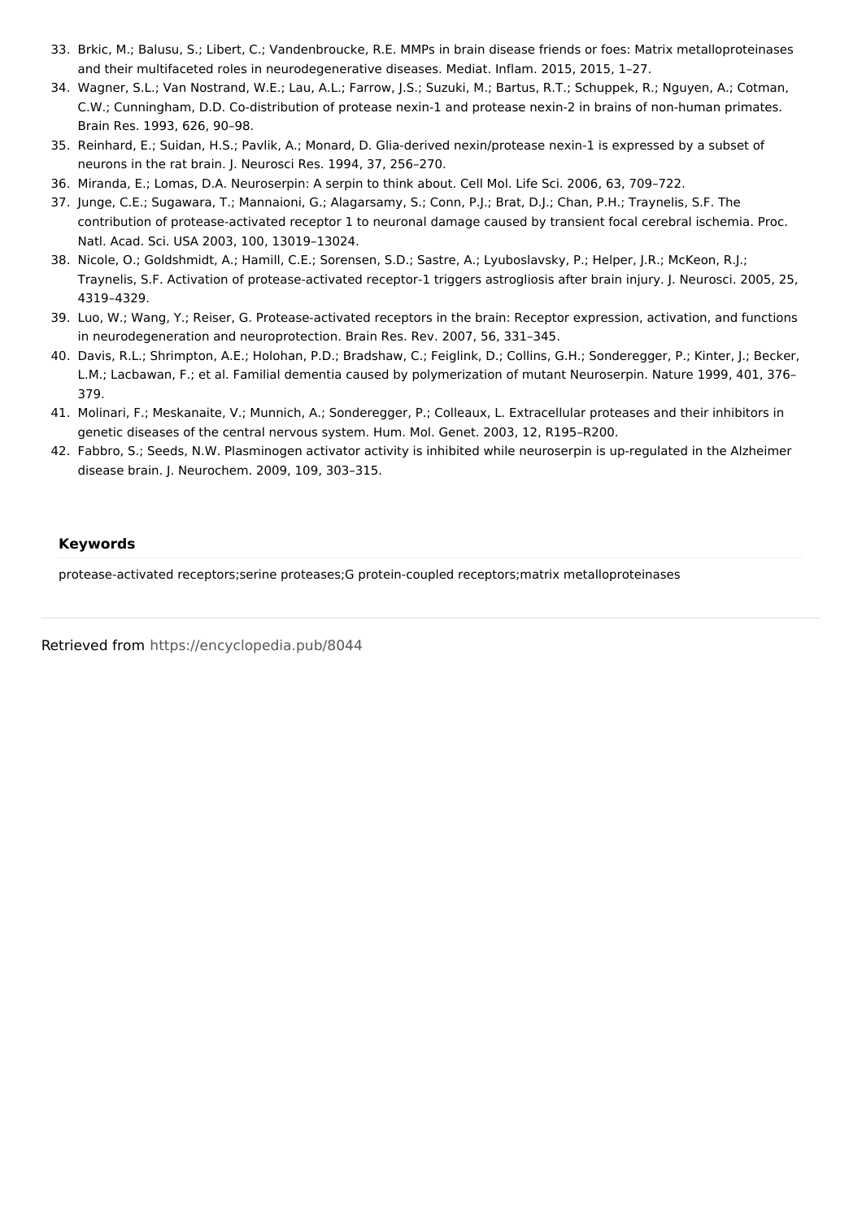33. Brkic, M.; Balusu, S.; Libert, C.; Vandenbroucke, R.E. MMPs in brain disease friends or foes: Matrix metalloproteinases and their multifaceted roles in neurodegenerative diseases. Mediat. Inflam. 2015, 2015, 1–27.
34. Wagner, S.L.; Van Nostrand, W.E.; Lau, A.L.; Farrow, J.S.; Suzuki, M.; Bartus, R.T.; Schuppek, R.; Nguyen, A.; Cotman, C.W.; Cunningham, D.D. Co-distribution of protease nexin-1 and protease nexin-2 in brains of non-human primates. Brain Res. 1993, 626, 90–98.
35. Reinhard, E.; Suidan, H.S.; Pavlik, A.; Monard, D. Glia-derived nexin/protease nexin-1 is expressed by a subset of neurons in the rat brain. J. Neurosci Res. 1994, 37, 256–270.
36. Miranda, E.; Lomas, D.A. Neuroserpin: A serpin to think about. Cell Mol. Life Sci. 2006, 63, 709–722.
37. Junge, C.E.; Sugawara, T.; Mannaioni, G.; Alagarsamy, S.; Conn, P.J.; Brat, D.J.; Chan, P.H.; Traynelis, S.F. The contribution of protease-activated receptor 1 to neuronal damage caused by transient focal cerebral ischemia. Proc. Natl. Acad. Sci. USA 2003, 100, 13019–13024.
38. Nicole, O.; Goldshmidt, A.; Hamill, C.E.; Sorensen, S.D.; Sastre, A.; Lyuboslavsky, P.; Helper, J.R.; McKeon, R.J.; Traynelis, S.F. Activation of protease-activated receptor-1 triggers astrogliosis after brain injury. J. Neurosci. 2005, 25, 4319–4329.
39. Luo, W.; Wang, Y.; Reiser, G. Protease-activated receptors in the brain: Receptor expression, activation, and functions in neurodegeneration and neuroprotection. Brain Res. Rev. 2007, 56, 331–345.
40. Davis, R.L.; Shrimpton, A.E.; Holohan, P.D.; Bradshaw, C.; Feiglink, D.; Collins, G.H.; Sonderegger, P.; Kinter, J.; Becker, L.M.; Lacbawan, F.; et al. Familial dementia caused by polymerization of mutant Neuroserpin. Nature 1999, 401, 376–379.
41. Molinari, F.; Meskanaite, V.; Munnich, A.; Sonderegger, P.; Colleaux, L. Extracellular proteases and their inhibitors in genetic diseases of the central nervous system. Hum. Mol. Genet. 2003, 12, R195–R200.
42. Fabbro, S.; Seeds, N.W. Plasminogen activator activity is inhibited while neuroserpin is up-regulated in the Alzheimer disease brain. J. Neurochem. 2009, 109, 303–315.

## Keywords

protease-activated receptors;serine proteases;G protein-coupled receptors;matrix metalloproteinases

Retrieved from https://encyclopedia.pub/8044